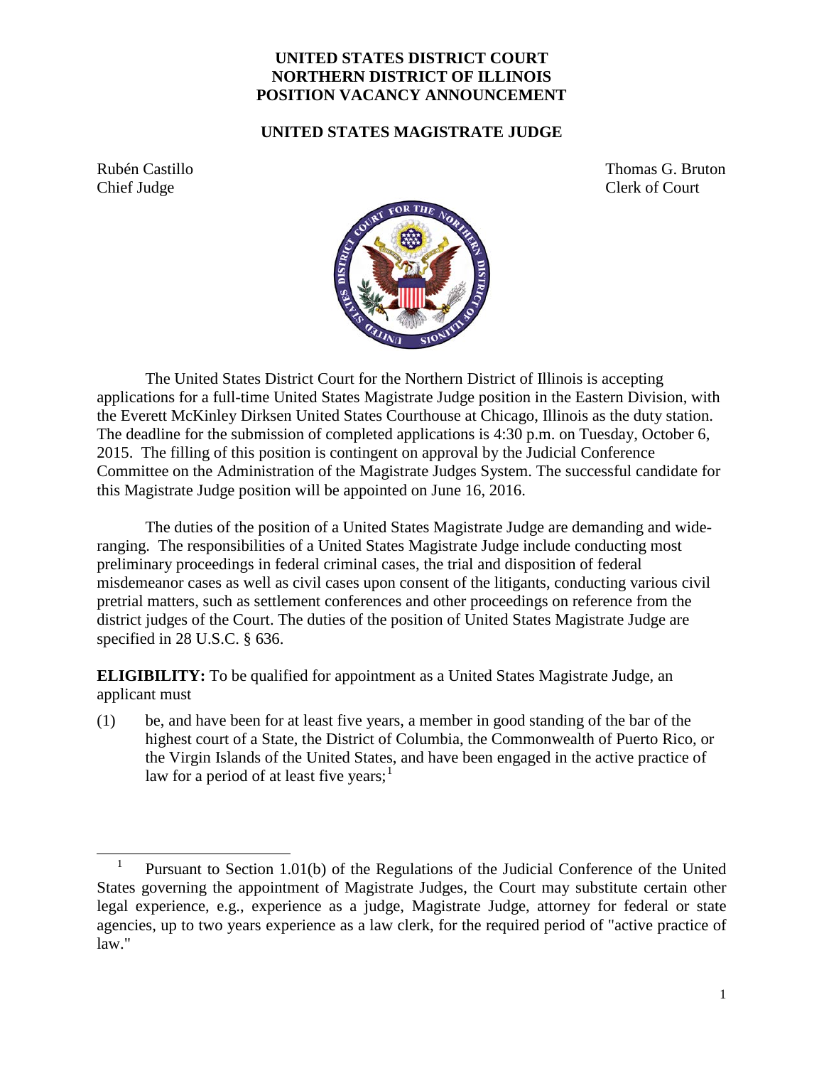# UNITED STATES DISTRICT COURT
# NORTHERN DISTRICT OF ILLINOIS
# POSITION VACANCY ANNOUNCEMENT

## UNITED STATES MAGISTRATE JUDGE

Rubén Castillo
Chief Judge

Thomas G. Bruton
Clerk of Court

The United States District Court for the Northern District of Illinois is accepting applications for a full-time United States Magistrate Judge position in the Eastern Division, with the Everett McKinley Dirksen United States Courthouse at Chicago, Illinois as the duty station. The deadline for the submission of completed applications is 4:30 p.m. on Tuesday, October 6, 2015. The filling of this position is contingent on approval by the Judicial Conference Committee on the Administration of the Magistrate Judges System. The successful candidate for this Magistrate Judge position will be appointed on June 16, 2016.

The duties of the position of a United States Magistrate Judge are demanding and wide-ranging. The responsibilities of a United States Magistrate Judge include conducting most preliminary proceedings in federal criminal cases, the trial and disposition of federal misdemeanor cases as well as civil cases upon consent of the litigants, conducting various civil pretrial matters, such as settlement conferences and other proceedings on reference from the district judges of the Court. The duties of the position of United States Magistrate Judge are specified in 28 U.S.C. § 636.

**ELIGIBILITY:** To be qualified for appointment as a United States Magistrate Judge, an applicant must

(1) be, and have been for at least five years, a member in good standing of the bar of the highest court of a State, the District of Columbia, the Commonwealth of Puerto Rico, or the Virgin Islands of the United States, and have been engaged in the active practice of law for a period of at least five years;[1]

---

[1] Pursuant to Section 1.01(b) of the Regulations of the Judicial Conference of the United States governing the appointment of Magistrate Judges, the Court may substitute certain other legal experience, e.g., experience as a judge, Magistrate Judge, attorney for federal or state agencies, up to two years experience as a law clerk, for the required period of "active practice of law."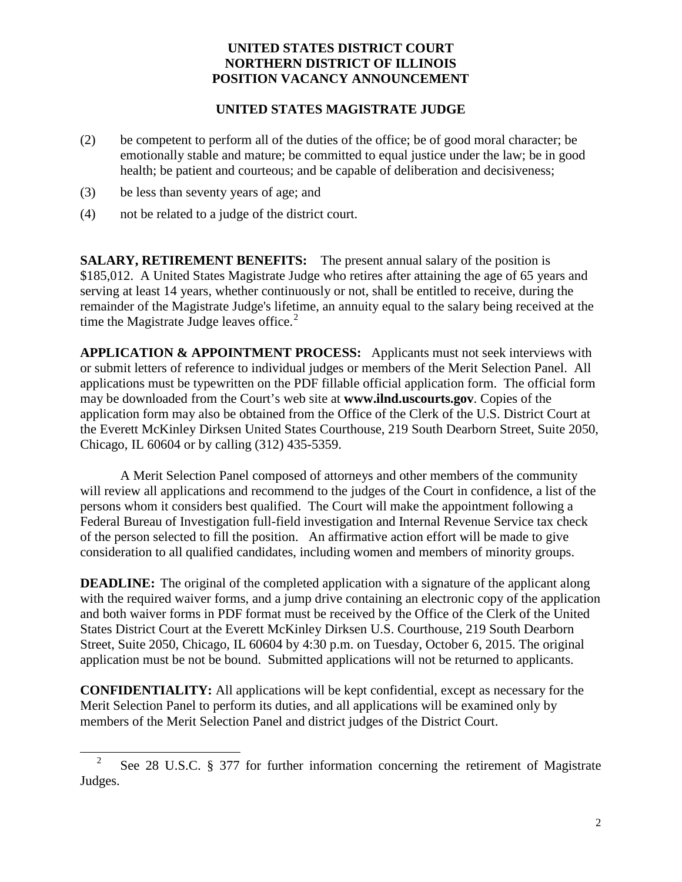**UNITED STATES DISTRICT COURT**
**NORTHERN DISTRICT OF ILLINOIS**
**POSITION VACANCY ANNOUNCEMENT**

**UNITED STATES MAGISTRATE JUDGE**

(2) be competent to perform all of the duties of the office; be of good moral character; be emotionally stable and mature; be committed to equal justice under the law; be in good health; be patient and courteous; and be capable of deliberation and decisiveness;

(3) be less than seventy years of age; and

(4) not be related to a judge of the district court.

**SALARY, RETIREMENT BENEFITS:** The present annual salary of the position is $185,012. A United States Magistrate Judge who retires after attaining the age of 65 years and serving at least 14 years, whether continuously or not, shall be entitled to receive, during the remainder of the Magistrate Judge's lifetime, an annuity equal to the salary being received at the time the Magistrate Judge leaves office.[2]

**APPLICATION & APPOINTMENT PROCESS:** Applicants must not seek interviews with or submit letters of reference to individual judges or members of the Merit Selection Panel. All applications must be typewritten on the PDF fillable official application form. The official form may be downloaded from the Court's web site at **www.ilnd.uscourts.gov**. Copies of the application form may also be obtained from the Office of the Clerk of the U.S. District Court at the Everett McKinley Dirksen United States Courthouse, 219 South Dearborn Street, Suite 2050, Chicago, IL 60604 or by calling (312) 435-5359.

A Merit Selection Panel composed of attorneys and other members of the community will review all applications and recommend to the judges of the Court in confidence, a list of the persons whom it considers best qualified. The Court will make the appointment following a Federal Bureau of Investigation full-field investigation and Internal Revenue Service tax check of the person selected to fill the position. An affirmative action effort will be made to give consideration to all qualified candidates, including women and members of minority groups.

**DEADLINE:** The original of the completed application with a signature of the applicant along with the required waiver forms, and a jump drive containing an electronic copy of the application and both waiver forms in PDF format must be received by the Office of the Clerk of the United States District Court at the Everett McKinley Dirksen U.S. Courthouse, 219 South Dearborn Street, Suite 2050, Chicago, IL 60604 by 4:30 p.m. on Tuesday, October 6, 2015. The original application must be not be bound. Submitted applications will not be returned to applicants.

**CONFIDENTIALITY:** All applications will be kept confidential, except as necessary for the Merit Selection Panel to perform its duties, and all applications will be examined only by members of the Merit Selection Panel and district judges of the District Court.

---

[2] See 28 U.S.C. § 377 for further information concerning the retirement of Magistrate Judges.